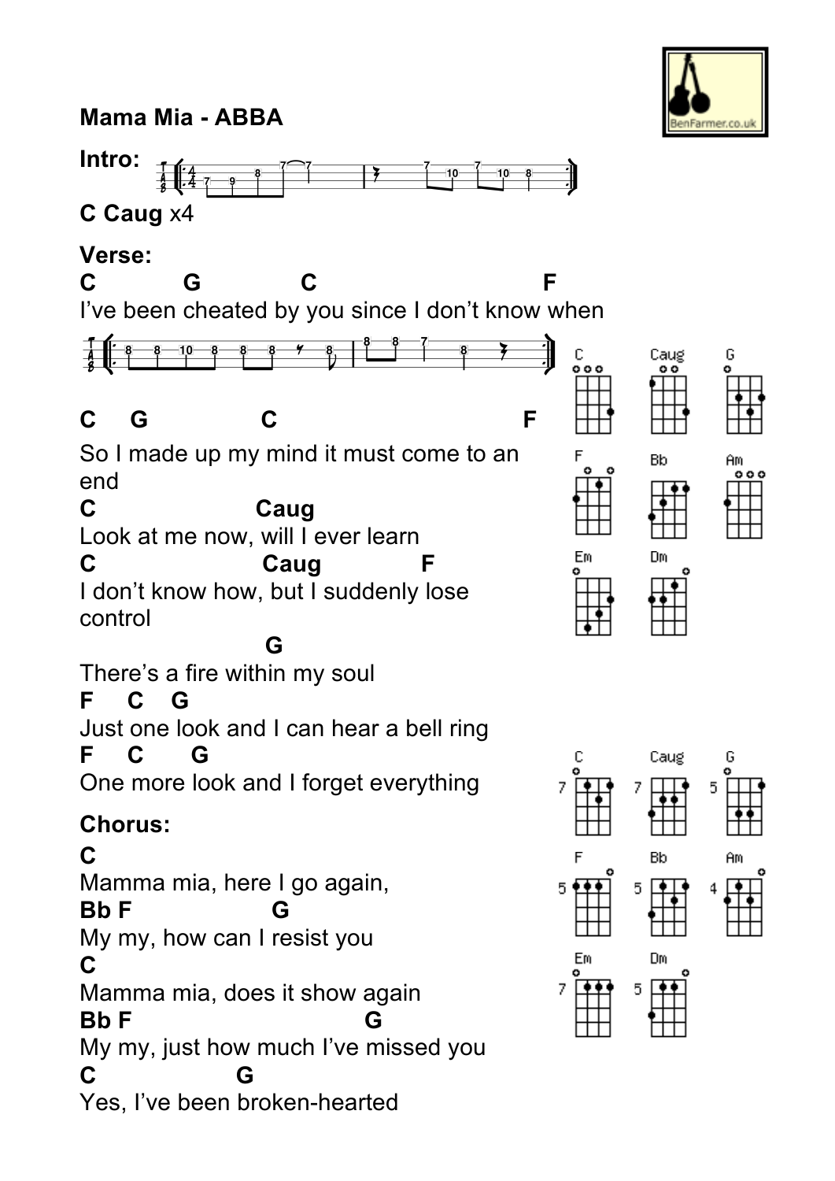# Mama Mia - ABBA

**Intro:**

**C Caug** x4

**Verse:**

```
C         G          C                          F
I've been cheated by you since I don't know when
```

```
C    G           C                            F
So I made up my mind it must come to an end
C                   Caug
Look at me now, will I ever learn
C                    Caug          F
I don't know how, but I suddenly lose control
                    G
There's a fire within my soul
F    C   G
Just one look and I can hear a bell ring
F    C     G
One more look and I forget everything
```

**Chorus:**

```
C
Mamma mia, here I go again,
Bb F                  G
My my, how can I resist you
C
Mamma mia, does it show again
Bb F                              G
My my, just how much I've missed you
C                 G
Yes, I've been broken-hearted
```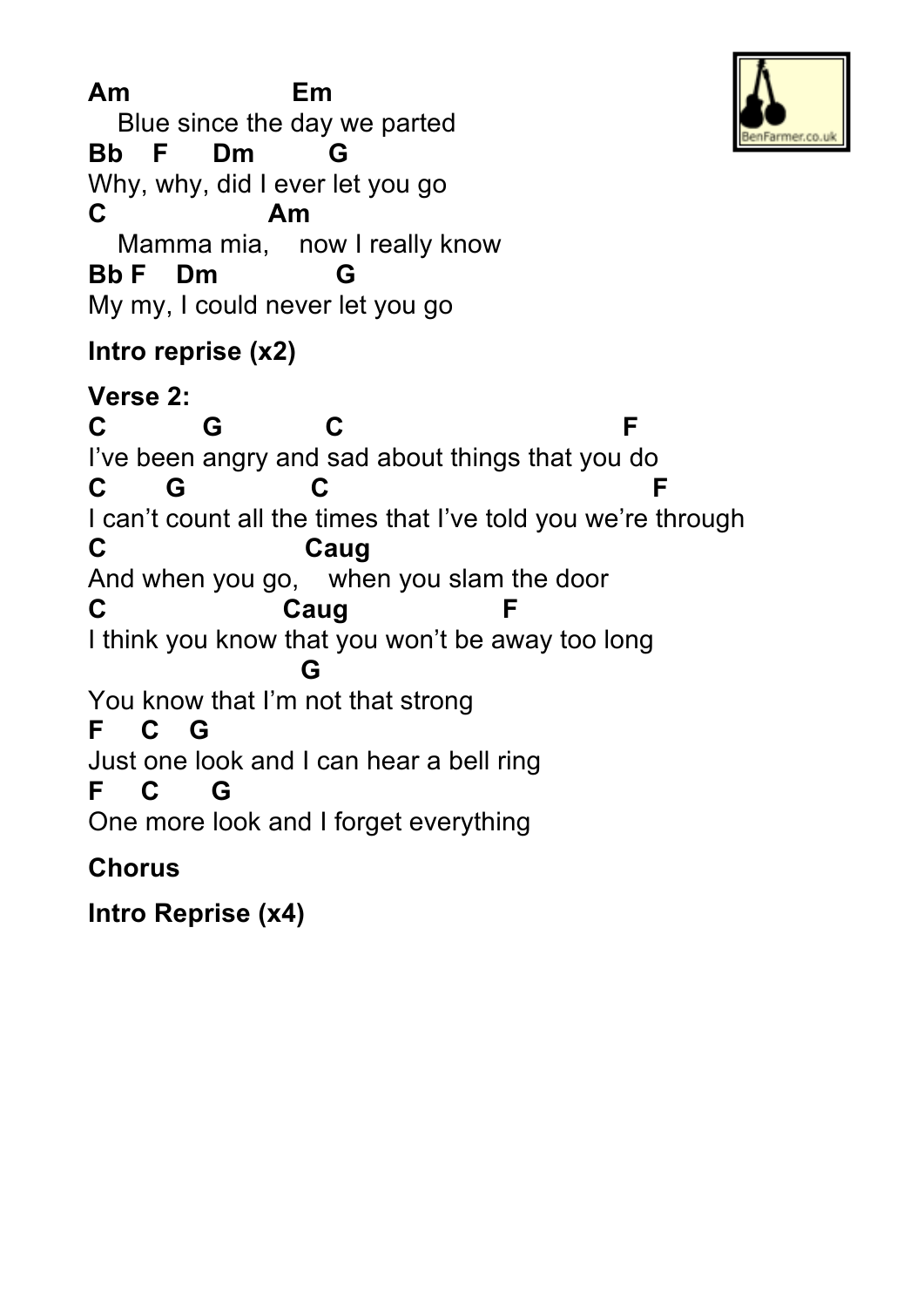```
Am                  Em
   Blue since the day we parted
Bb    F      Dm         G
Why, why, did I ever let you go
C                   Am
   Mamma mia,    now I really know
Bb F    Dm              G
My my, I could never let you go
```

**Intro reprise (x2)**

**Verse 2:**

```
C           G           C                             F
I've been angry and sad about things that you do
C       G             C                               F
I can't count all the times that I've told you we're through
C                       Caug
And when you go,    when you slam the door
C                    Caug               F
I think you know that you won't be away too long
                        G
You know that I'm not that strong
F     C    G
Just one look and I can hear a bell ring
F     C      G
One more look and I forget everything
```

**Chorus**

**Intro Reprise (x4)**